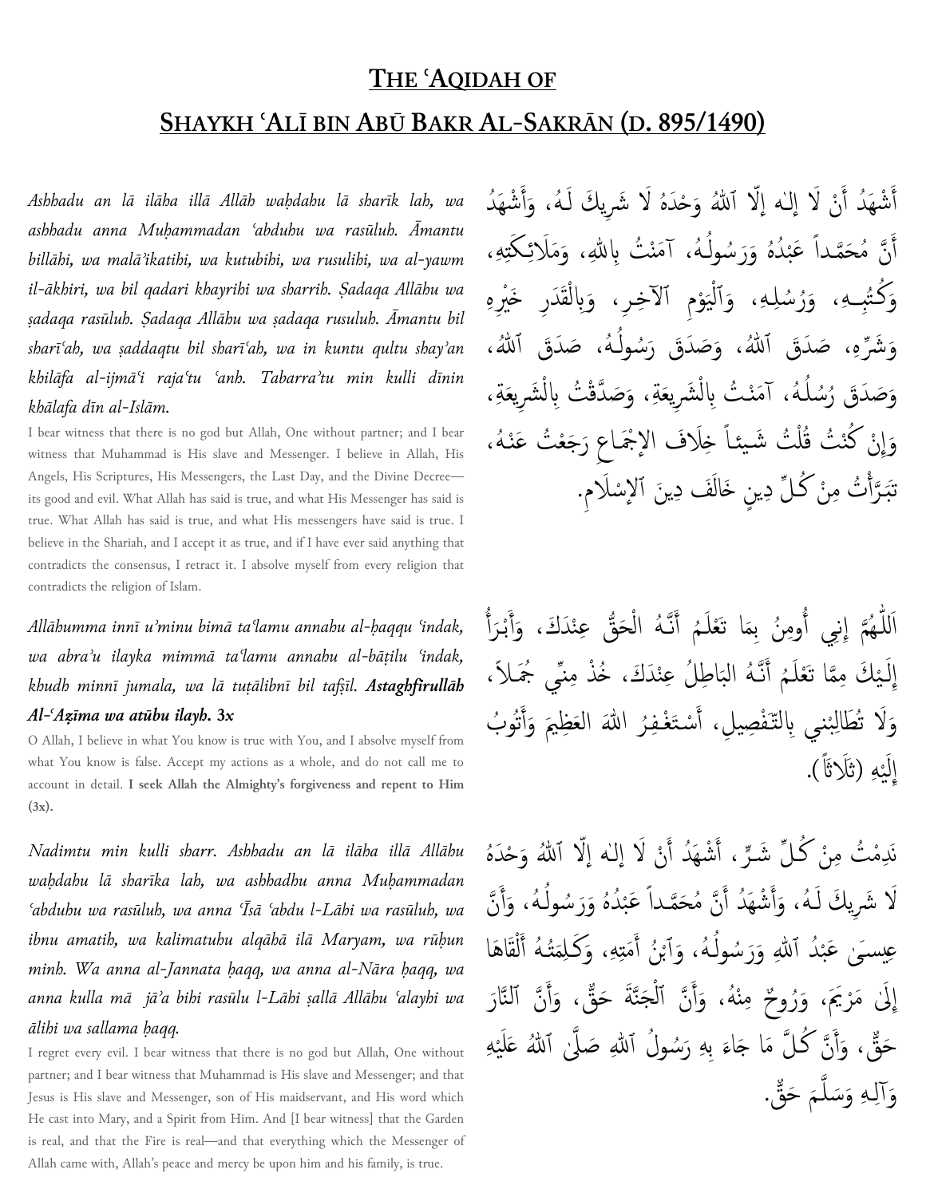# The ʿAqidah of Shaykh ʿAlī bin Abū Bakr Al-Sakrān (d. 895/1490)

أَشْهَدُ أَنْ لَا إِلٰه إِلَّا ٱللّٰهُ وَحْدَهُ لَا شَرِيكَ لَـهُ، وَأَشْهَدُ أَنَّ مُحَمَّـداً عَبْدُهُ وَرَسُولُـهُ، آمَنْتُ بِاللّٰهِ، وَمَلَائِـكَتِهِ، وَكُتُبِـهِ، وَرُسُلِهِ، وَٱلْيَوْمِ ٱلآخِرِ، وَبِالْقَدَرِ خَيْرِهِ وَشَرِّهِ، صَدَقَ ٱللّٰهُ، وَصَدَقَ رَسُولُـهُ، صَدَقَ ٱللّٰهُ، وَصَدَقَ رُسُلُـهُ، آمَنْتُ بِالْشَرِيعَةِ، وَصَدَّقْتُ بِالْشَرِيعَةِ، وَإِنْ كُنْتُ قُلْتُ شَيئاً خِلَافَ الإِجْمَاعِ رَجَعْتُ عَنْهُ، تَبَرَّأْتُ مِنْ كُلِّ دِينٍ خَالَفَ دِينَ ٱلإِسْلَامِ.

*Ashhadu an lā ilāha illā Allāh waḥdahu lā sharīk lah, wa ashhadu anna Muḥammadan ʿabduhu wa rasūluh. Āmantu billāhi, wa malāʾikatihi, wa kutubihi, wa rusulihi, wa al-yawm il-ākhiri, wa bil qadari khayrihi wa sharrih. Ṣadaqa Allāhu wa ṣadaqa rasūluh. Ṣadaqa Allāhu wa ṣadaqa rusuluh. Āmantu bil sharīʿah, wa ṣaddaqtu bil sharīʿah, wa in kuntu qultu shayʾan khilāfa al-ijmāʿi rajaʿtu ʿanh. Tabarraʾtu min kulli dīnin khālafa dīn al-Islām.*

I bear witness that there is no god but Allah, One without partner; and I bear witness that Muhammad is His slave and Messenger. I believe in Allah, His Angels, His Scriptures, His Messengers, the Last Day, and the Divine Decree—its good and evil. What Allah has said is true, and what His Messenger has said is true. What Allah has said is true, and what His messengers have said is true. I believe in the Shariah, and I accept it as true, and if I have ever said anything that contradicts the consensus, I retract it. I absolve myself from every religion that contradicts the religion of Islam.

اَللّٰهُمَّ إِنِي أُومِنُ بِمَا تَعْلَمُ أَنَّهُ الْحَقُّ عِنْدَكَ، وَأَبْرَأُ إِلَيْكَ مِمَّا تَعْلَمُ أَنَّهُ البَاطِلُ عِنْدَكَ، خُذْ مِنِّي جُمَلاً، وَلَا تُطَالِبْنِي بِالتَّفْصِيلِ، أَسْتَغْفِرُ اللّٰهَ العَظِيمَ وَأَتُوبُ إِلَيْهِ (ثَلَاثاً).

*Allāhumma innī uʾminu bimā taʿlamu annahu al-ḥaqqu ʿindak, wa abraʾu ilayka mimmā taʿlamu annahu al-bāṭilu ʿindak, khudh minnī jumala, wa lā tuṭālibnī bil tafṣīl.* ***Astaghfirullāh Al-ʿAẓīma wa atūbu ilayh. 3x***

O Allah, I believe in what You know is true with You, and I absolve myself from what You know is false. Accept my actions as a whole, and do not call me to account in detail. **I seek Allah the Almighty's forgiveness and repent to Him (3x).**

نَدِمْتُ مِنْ كُلِّ شَرٍّ، أَشْهَدُ أَنْ لَا إِلٰه إِلَّا ٱللّٰهُ وَحْدَهُ لَا شَرِيكَ لَـهُ، وَأَشْهَدُ أَنَّ مُحَمَّـداً عَبْدُهُ وَرَسُولُـهُ، وَأَنَّ عِيسَىٰ عَبْدُ ٱللّٰهِ وَرَسُولُـهُ، وَٱبْنُ أَمَتِهِ، وَكَلِمَتُـهُ أَلْقَاهَا إِلَىٰ مَرْيَمَ، وَرُوحٌ مِنْهُ، وَأَنَّ ٱلْجَنَّةَ حَقٌّ، وَأَنَّ ٱلنَّارَ حَقٌّ، وَأَنَّ كُـلَّ مَا جَاءَ بِهِ رَسُولُ ٱللّٰهِ صَلَّىٰ ٱللّٰهُ عَلَيْهِ وَآلِـهِ وَسَلَّمَ حَقٌّ.

*Nadimtu min kulli sharr. Ashhadu an lā ilāha illā Allāhu waḥdahu lā sharīka lah, wa ashhadhu anna Muḥammadan ʿabduhu wa rasūluh, wa anna ʿĪsā ʿabdu l-Lāhi wa rasūluh, wa ibnu amatih, wa kalimatuhu alqāhā ilā Maryam, wa rūḥun minh. Wa anna al-Jannata ḥaqq, wa anna al-Nāra ḥaqq, wa anna kulla mā jāʾa bihi rasūlu l-Lāhi ṣallā Allāhu ʿalayhi wa ālihi wa sallama ḥaqq.*

I regret every evil. I bear witness that there is no god but Allah, One without partner; and I bear witness that Muhammad is His slave and Messenger; and that Jesus is His slave and Messenger, son of His maidservant, and His word which He cast into Mary, and a Spirit from Him. And [I bear witness] that the Garden is real, and that the Fire is real—and that everything which the Messenger of Allah came with, Allah's peace and mercy be upon him and his family, is true.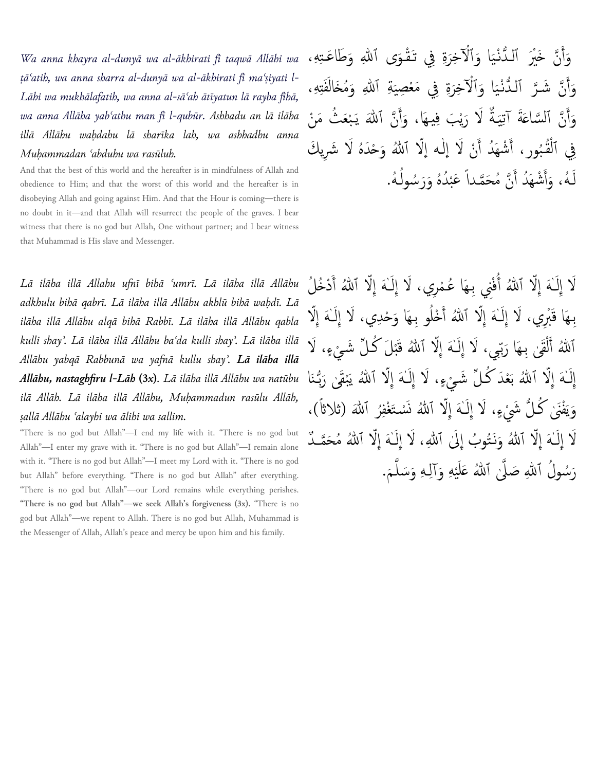وَأَنَّ خَيْرَ ٱلدُّنْيَا وَٱلْآخِرَةِ فِي تَقْوَى ٱللهِ وَطَاعَتِهِ، وَأَنَّ شَرَّ ٱلدُّنْيَا وَٱلْآخِرَةِ فِي مَعْصِيَةِ ٱللهِ وَمُخَالَفَتِهِ، وَأَنَّ ٱلسَّاعَةَ آتِيَةٌ لَا رَيْبَ فِيهَا، وَأَنَّ ٱللهَ يَبْعَثُ مَنْ فِي ٱلْقُبُور، أَشْهَدُ أَنْ لَا إِلٰه إِلَّا ٱللهُ وَحْدَهُ لَا شَرِيكَ لَهُ، وَأَشْهَدُ أَنَّ مُحَمَّداً عَبْدُهُ وَرَسُولُهُ.

*Wa anna khayra al-dunyā wa al-ākhirati fī taqwā Allāhi wa ṭāʿatih, wa anna sharra al-dunyā wa al-ākhirati fī maʿṣiyati l-Lāhi wa mukhālafatih, wa anna al-sāʿah ātīyatun lā rayba fīhā, wa anna Allāha yabʿathu man fī l-qubūr. Ashhadu an lā ilāha illā Allāhu waḥdahu lā sharīka lah, wa ashhadhu anna Muḥammadan ʿabduhu wa rasūluh.*

And that the best of this world and the hereafter is in mindfulness of Allah and obedience to Him; and that the worst of this world and the hereafter is in disobeying Allah and going against Him. And that the Hour is coming—there is no doubt in it—and that Allah will resurrect the people of the graves. I bear witness that there is no god but Allah, One without partner; and I bear witness that Muhammad is His slave and Messenger.

لَا إِلَـٰهَ إِلَّا ٱللهُ أُفْنِي بِهَا عُمْرِي، لَا إِلَـٰهَ إِلَّا ٱللهُ أَدْخُلُ بِهَا قَبْرِي، لَا إِلَـٰهَ إِلَّا ٱللهُ أَخْلُو بِهَا وَحْدِي، لَا إِلَـٰهَ إِلَّا ٱللهُ أَلْقَىٰ بِهَا رَبِّي، لَا إِلَـٰهَ إِلَّا ٱللهُ قَبْلَ كُلِّ شَيْءٍ، لَا إِلَـٰهَ إِلَّا ٱللهُ بَعْدَ كُلِّ شَيْءٍ، لَا إِلَـٰهَ إِلَّا ٱللهُ يَبْقَىٰ رَبُّنَا وَيَفْنَىٰ كُلُّ شَيْءٍ، لَا إِلَـٰهَ إِلَّا ٱللهُ نَسْتَغْفِرُ ٱللهَ (ثلاثاً)، لَا إِلَـٰهَ إِلَّا ٱللهُ وَنَتُوبُ إِلَىٰ ٱللهِ، لَا إِلَـٰهَ إِلَّا ٱللهُ مُحَمَّدٌ رَسُولُ ٱللهِ صَلَّىٰ ٱللهُ عَلَيْهِ وَآلِهِ وَسَلَّمَ.

*Lā ilāha illā Allahu ufnī bihā ʿumrī. Lā ilāha illā Allāhu adkhulu bihā qabrī. Lā ilāha illā Allāhu akhlū bihā waḥdī. Lā ilāha illā Allāhu alqā bihā Rabbī. Lā ilāha illā Allāhu qabla kulli shay'. Lā ilāha illā Allāhu baʿda kulli shay'. Lā ilāha illā Allāhu yabqā Rabbunā wa yafnā kullu shay'.* ***Lā ilāha illā Allāhu, nastaghfiru l-Lāh*** **(3x)**. *Lā ilāha illā Allāhu wa natūbu ilā Allāh. Lā ilāha illā Allāhu, Muḥammadun rasūlu Allāh, ṣallā Allāhu ʿalayhi wa ālihi wa sallim.*

"There is no god but Allah"—I end my life with it. "There is no god but Allah"—I enter my grave with it. "There is no god but Allah"—I remain alone with it. "There is no god but Allah"—I meet my Lord with it. "There is no god but Allah" before everything. "There is no god but Allah" after everything. "There is no god but Allah"—our Lord remains while everything perishes. **"There is no god but Allah"—we seek Allah's forgiveness (3x).** "There is no god but Allah"—we repent to Allah. There is no god but Allah, Muhammad is the Messenger of Allah, Allah's peace and mercy be upon him and his family.